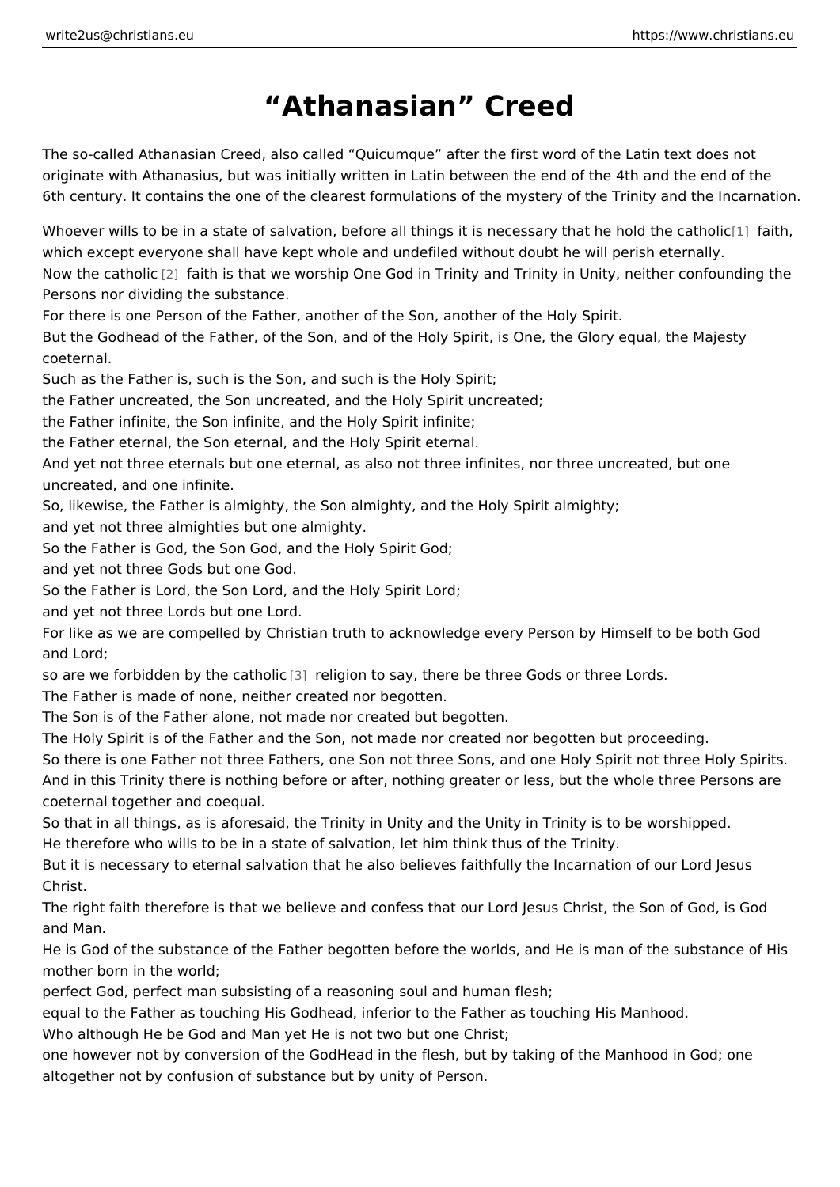# “Athanasian” Creed

The so-called Athanasian Creed, also called “Quicumque” after the first word of the Latin text does not originate with Athanasius, but was initially written in Latin between the end of the 4th and the end of the 6th century. It contains the one of the clearest formulations of the mystery of the Trinity and the Incarnation.

Whoever wills to be in a state of salvation, before all things it is necessary that he hold the catholic[1] faith, which except everyone shall have kept whole and undefiled without doubt he will perish eternally.
Now the catholic [2] faith is that we worship One God in Trinity and Trinity in Unity, neither confounding the Persons nor dividing the substance.
For there is one Person of the Father, another of the Son, another of the Holy Spirit.
But the Godhead of the Father, of the Son, and of the Holy Spirit, is One, the Glory equal, the Majesty coeternal.
Such as the Father is, such is the Son, and such is the Holy Spirit;
the Father uncreated, the Son uncreated, and the Holy Spirit uncreated;
the Father infinite, the Son infinite, and the Holy Spirit infinite;
the Father eternal, the Son eternal, and the Holy Spirit eternal.
And yet not three eternals but one eternal, as also not three infinites, nor three uncreated, but one uncreated, and one infinite.
So, likewise, the Father is almighty, the Son almighty, and the Holy Spirit almighty;
and yet not three almighties but one almighty.
So the Father is God, the Son God, and the Holy Spirit God;
and yet not three Gods but one God.
So the Father is Lord, the Son Lord, and the Holy Spirit Lord;
and yet not three Lords but one Lord.
For like as we are compelled by Christian truth to acknowledge every Person by Himself to be both God and Lord;
so are we forbidden by the catholic [3] religion to say, there be three Gods or three Lords.
The Father is made of none, neither created nor begotten.
The Son is of the Father alone, not made nor created but begotten.
The Holy Spirit is of the Father and the Son, not made nor created nor begotten but proceeding.
So there is one Father not three Fathers, one Son not three Sons, and one Holy Spirit not three Holy Spirits.
And in this Trinity there is nothing before or after, nothing greater or less, but the whole three Persons are coeternal together and coequal.
So that in all things, as is aforesaid, the Trinity in Unity and the Unity in Trinity is to be worshipped.
He therefore who wills to be in a state of salvation, let him think thus of the Trinity.
But it is necessary to eternal salvation that he also believes faithfully the Incarnation of our Lord Jesus Christ.
The right faith therefore is that we believe and confess that our Lord Jesus Christ, the Son of God, is God and Man.
He is God of the substance of the Father begotten before the worlds, and He is man of the substance of His mother born in the world;
perfect God, perfect man subsisting of a reasoning soul and human flesh;
equal to the Father as touching His Godhead, inferior to the Father as touching His Manhood.
Who although He be God and Man yet He is not two but one Christ;
one however not by conversion of the GodHead in the flesh, but by taking of the Manhood in God; one altogether not by confusion of substance but by unity of Person.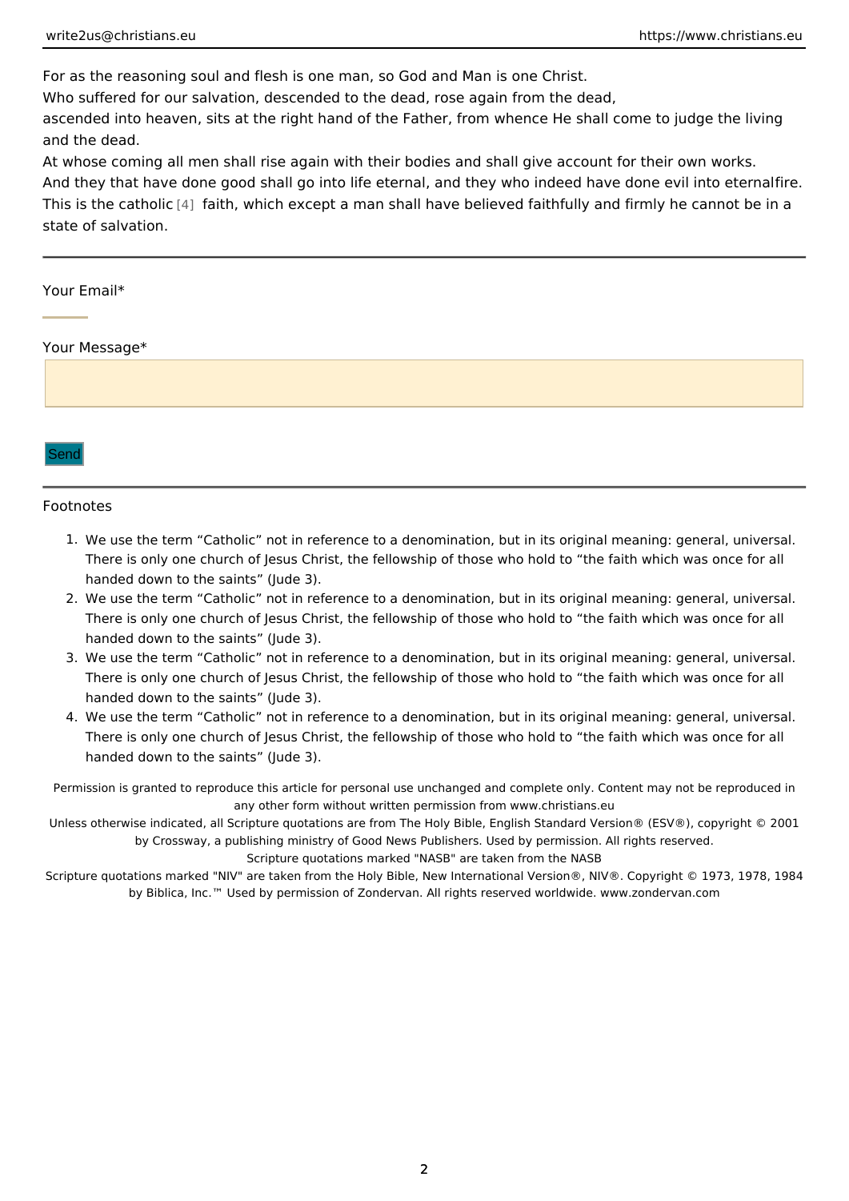For as the reasoning soul and flesh is one man, so God and Man is one Christ.
Who suffered for our salvation, descended to the dead, rose again from the dead,
ascended into heaven, sits at the right hand of the Father, from whence He shall come to judge the living and the dead.
At whose coming all men shall rise again with their bodies and shall give account for their own works.
And they that have done good shall go into life eternal, and they who indeed have done evil into eternalfire.
This is the catholic [4] faith, which except a man shall have believed faithfully and firmly he cannot be in a state of salvation.

---

Your Email*

Your Message*

Send

---

Footnotes

1. We use the term "Catholic" not in reference to a denomination, but in its original meaning: general, universal. There is only one church of Jesus Christ, the fellowship of those who hold to "the faith which was once for all handed down to the saints" (Jude 3).
2. We use the term "Catholic" not in reference to a denomination, but in its original meaning: general, universal. There is only one church of Jesus Christ, the fellowship of those who hold to "the faith which was once for all handed down to the saints" (Jude 3).
3. We use the term "Catholic" not in reference to a denomination, but in its original meaning: general, universal. There is only one church of Jesus Christ, the fellowship of those who hold to "the faith which was once for all handed down to the saints" (Jude 3).
4. We use the term "Catholic" not in reference to a denomination, but in its original meaning: general, universal. There is only one church of Jesus Christ, the fellowship of those who hold to "the faith which was once for all handed down to the saints" (Jude 3).

Permission is granted to reproduce this article for personal use unchanged and complete only. Content may not be reproduced in any other form without written permission from www.christians.eu

Unless otherwise indicated, all Scripture quotations are from The Holy Bible, English Standard Version® (ESV®), copyright © 2001 by Crossway, a publishing ministry of Good News Publishers. Used by permission. All rights reserved.

Scripture quotations marked "NASB" are taken from the NASB

Scripture quotations marked "NIV" are taken from the Holy Bible, New International Version®, NIV®. Copyright © 1973, 1978, 1984 by Biblica, Inc.™ Used by permission of Zondervan. All rights reserved worldwide. www.zondervan.com